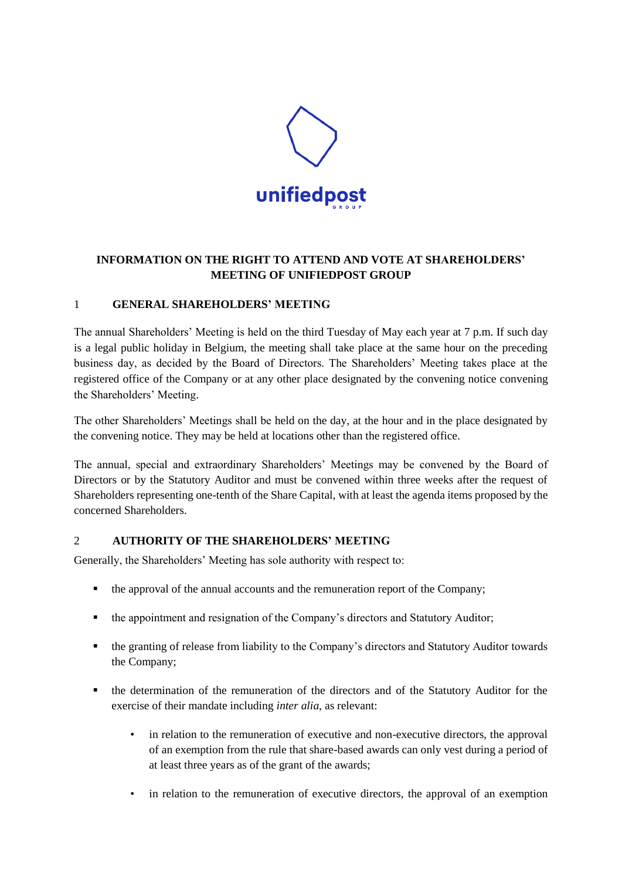# INFORMATION ON THE RIGHT TO ATTEND AND VOTE AT SHAREHOLDERS' MEETING OF UNIFIEDPOST GROUP

## 1 GENERAL SHAREHOLDERS' MEETING

The annual Shareholders' Meeting is held on the third Tuesday of May each year at 7 p.m. If such day is a legal public holiday in Belgium, the meeting shall take place at the same hour on the preceding business day, as decided by the Board of Directors. The Shareholders' Meeting takes place at the registered office of the Company or at any other place designated by the convening notice convening the Shareholders' Meeting.

The other Shareholders' Meetings shall be held on the day, at the hour and in the place designated by the convening notice. They may be held at locations other than the registered office.

The annual, special and extraordinary Shareholders' Meetings may be convened by the Board of Directors or by the Statutory Auditor and must be convened within three weeks after the request of Shareholders representing one-tenth of the Share Capital, with at least the agenda items proposed by the concerned Shareholders.

## 2 AUTHORITY OF THE SHAREHOLDERS' MEETING

Generally, the Shareholders' Meeting has sole authority with respect to:

- the approval of the annual accounts and the remuneration report of the Company;
- the appointment and resignation of the Company's directors and Statutory Auditor;
- the granting of release from liability to the Company's directors and Statutory Auditor towards the Company;
- the determination of the remuneration of the directors and of the Statutory Auditor for the exercise of their mandate including *inter alia*, as relevant:
  - in relation to the remuneration of executive and non-executive directors, the approval of an exemption from the rule that share-based awards can only vest during a period of at least three years as of the grant of the awards;
  - in relation to the remuneration of executive directors, the approval of an exemption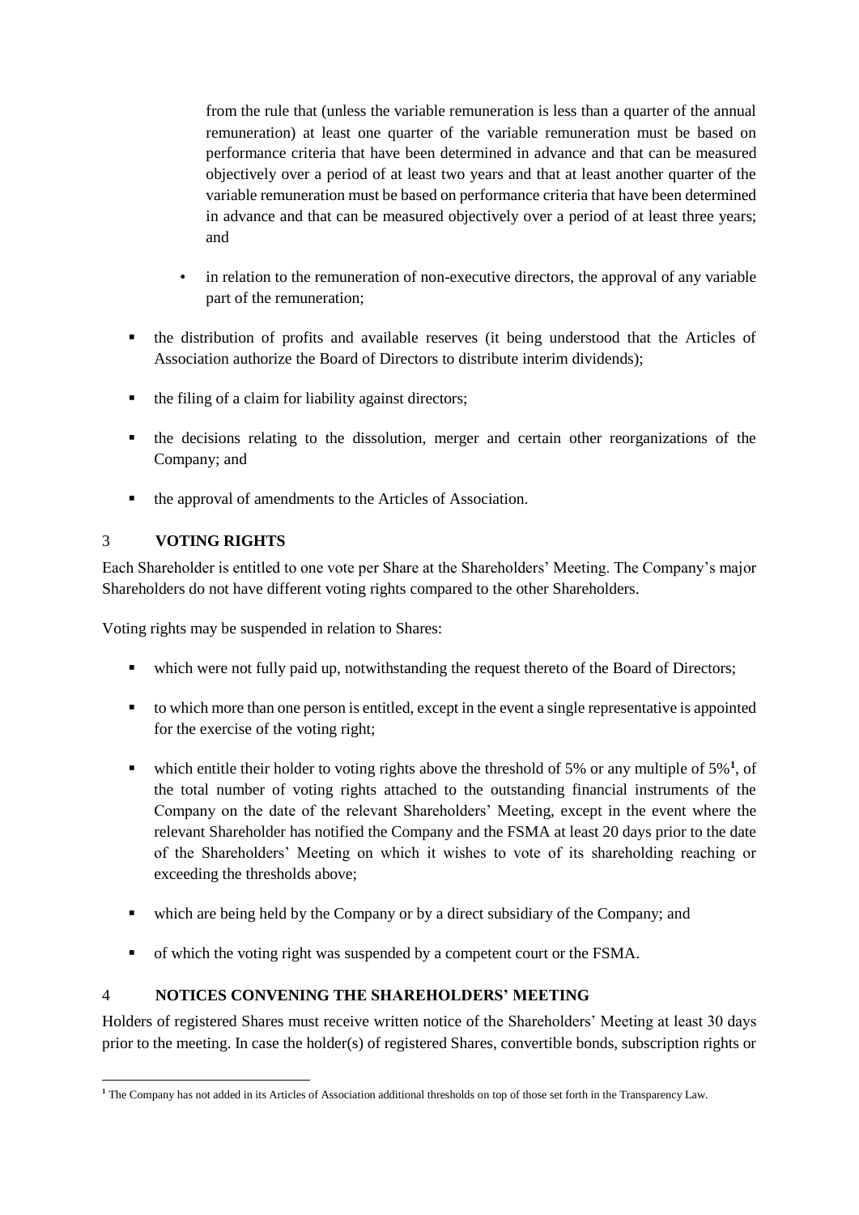from the rule that (unless the variable remuneration is less than a quarter of the annual remuneration) at least one quarter of the variable remuneration must be based on performance criteria that have been determined in advance and that can be measured objectively over a period of at least two years and that at least another quarter of the variable remuneration must be based on performance criteria that have been determined in advance and that can be measured objectively over a period of at least three years; and

  - in relation to the remuneration of non-executive directors, the approval of any variable part of the remuneration;

- the distribution of profits and available reserves (it being understood that the Articles of Association authorize the Board of Directors to distribute interim dividends);
- the filing of a claim for liability against directors;
- the decisions relating to the dissolution, merger and certain other reorganizations of the Company; and
- the approval of amendments to the Articles of Association.

## 3 VOTING RIGHTS

Each Shareholder is entitled to one vote per Share at the Shareholders' Meeting. The Company's major Shareholders do not have different voting rights compared to the other Shareholders.

Voting rights may be suspended in relation to Shares:

- which were not fully paid up, notwithstanding the request thereto of the Board of Directors;
- to which more than one person is entitled, except in the event a single representative is appointed for the exercise of the voting right;
- which entitle their holder to voting rights above the threshold of 5% or any multiple of 5%[1], of the total number of voting rights attached to the outstanding financial instruments of the Company on the date of the relevant Shareholders' Meeting, except in the event where the relevant Shareholder has notified the Company and the FSMA at least 20 days prior to the date of the Shareholders' Meeting on which it wishes to vote of its shareholding reaching or exceeding the thresholds above;
- which are being held by the Company or by a direct subsidiary of the Company; and
- of which the voting right was suspended by a competent court or the FSMA.

## 4 NOTICES CONVENING THE SHAREHOLDERS' MEETING

Holders of registered Shares must receive written notice of the Shareholders' Meeting at least 30 days prior to the meeting. In case the holder(s) of registered Shares, convertible bonds, subscription rights or

[1] The Company has not added in its Articles of Association additional thresholds on top of those set forth in the Transparency Law.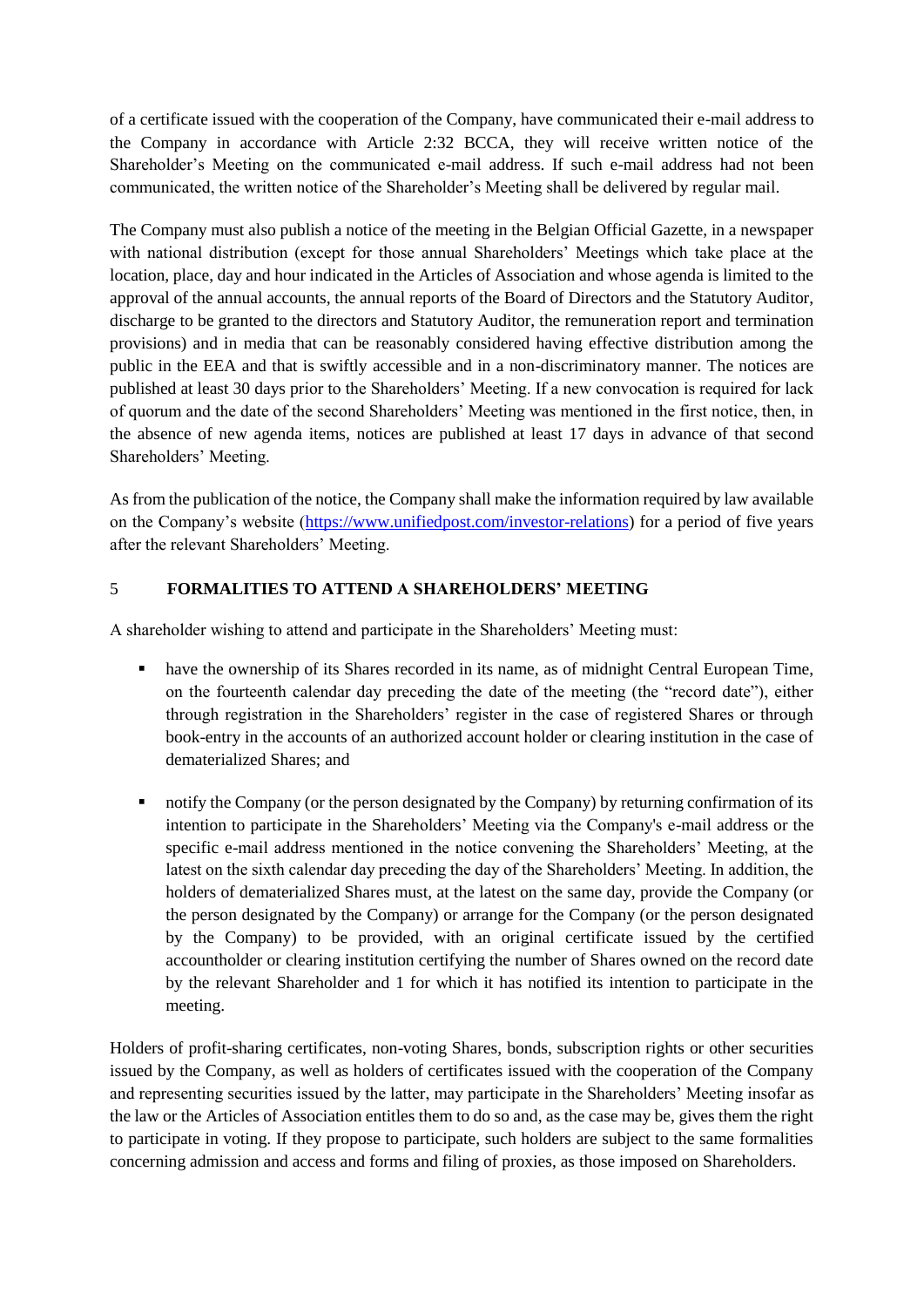of a certificate issued with the cooperation of the Company, have communicated their e-mail address to the Company in accordance with Article 2:32 BCCA, they will receive written notice of the Shareholder's Meeting on the communicated e-mail address. If such e-mail address had not been communicated, the written notice of the Shareholder's Meeting shall be delivered by regular mail.

The Company must also publish a notice of the meeting in the Belgian Official Gazette, in a newspaper with national distribution (except for those annual Shareholders' Meetings which take place at the location, place, day and hour indicated in the Articles of Association and whose agenda is limited to the approval of the annual accounts, the annual reports of the Board of Directors and the Statutory Auditor, discharge to be granted to the directors and Statutory Auditor, the remuneration report and termination provisions) and in media that can be reasonably considered having effective distribution among the public in the EEA and that is swiftly accessible and in a non-discriminatory manner. The notices are published at least 30 days prior to the Shareholders' Meeting. If a new convocation is required for lack of quorum and the date of the second Shareholders' Meeting was mentioned in the first notice, then, in the absence of new agenda items, notices are published at least 17 days in advance of that second Shareholders' Meeting.

As from the publication of the notice, the Company shall make the information required by law available on the Company's website (https://www.unifiedpost.com/investor-relations) for a period of five years after the relevant Shareholders' Meeting.

## 5 FORMALITIES TO ATTEND A SHAREHOLDERS' MEETING

A shareholder wishing to attend and participate in the Shareholders' Meeting must:

- have the ownership of its Shares recorded in its name, as of midnight Central European Time, on the fourteenth calendar day preceding the date of the meeting (the "record date"), either through registration in the Shareholders' register in the case of registered Shares or through book-entry in the accounts of an authorized account holder or clearing institution in the case of dematerialized Shares; and

- notify the Company (or the person designated by the Company) by returning confirmation of its intention to participate in the Shareholders' Meeting via the Company's e-mail address or the specific e-mail address mentioned in the notice convening the Shareholders' Meeting, at the latest on the sixth calendar day preceding the day of the Shareholders' Meeting. In addition, the holders of dematerialized Shares must, at the latest on the same day, provide the Company (or the person designated by the Company) or arrange for the Company (or the person designated by the Company) to be provided, with an original certificate issued by the certified accountholder or clearing institution certifying the number of Shares owned on the record date by the relevant Shareholder and 1 for which it has notified its intention to participate in the meeting.

Holders of profit-sharing certificates, non-voting Shares, bonds, subscription rights or other securities issued by the Company, as well as holders of certificates issued with the cooperation of the Company and representing securities issued by the latter, may participate in the Shareholders' Meeting insofar as the law or the Articles of Association entitles them to do so and, as the case may be, gives them the right to participate in voting. If they propose to participate, such holders are subject to the same formalities concerning admission and access and forms and filing of proxies, as those imposed on Shareholders.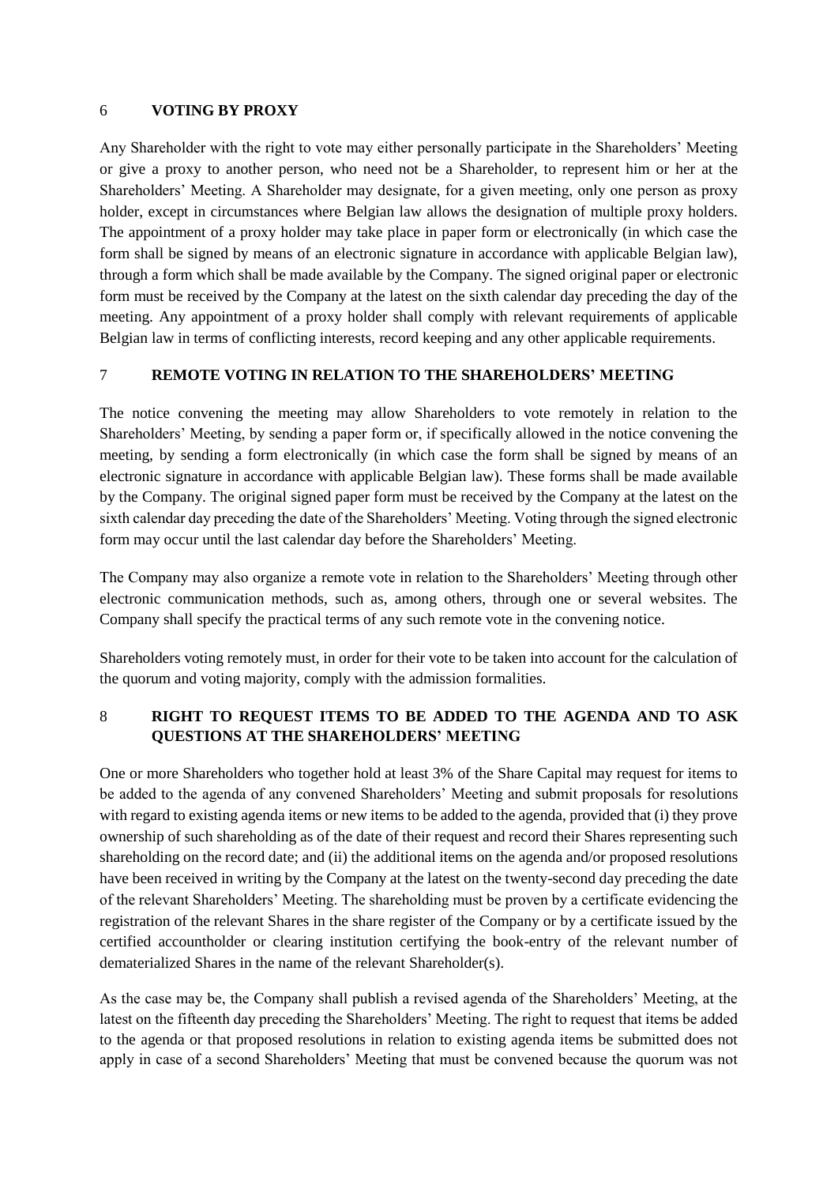## 6 VOTING BY PROXY

Any Shareholder with the right to vote may either personally participate in the Shareholders' Meeting or give a proxy to another person, who need not be a Shareholder, to represent him or her at the Shareholders' Meeting. A Shareholder may designate, for a given meeting, only one person as proxy holder, except in circumstances where Belgian law allows the designation of multiple proxy holders. The appointment of a proxy holder may take place in paper form or electronically (in which case the form shall be signed by means of an electronic signature in accordance with applicable Belgian law), through a form which shall be made available by the Company. The signed original paper or electronic form must be received by the Company at the latest on the sixth calendar day preceding the day of the meeting. Any appointment of a proxy holder shall comply with relevant requirements of applicable Belgian law in terms of conflicting interests, record keeping and any other applicable requirements.

## 7 REMOTE VOTING IN RELATION TO THE SHAREHOLDERS' MEETING

The notice convening the meeting may allow Shareholders to vote remotely in relation to the Shareholders' Meeting, by sending a paper form or, if specifically allowed in the notice convening the meeting, by sending a form electronically (in which case the form shall be signed by means of an electronic signature in accordance with applicable Belgian law). These forms shall be made available by the Company. The original signed paper form must be received by the Company at the latest on the sixth calendar day preceding the date of the Shareholders' Meeting. Voting through the signed electronic form may occur until the last calendar day before the Shareholders' Meeting.

The Company may also organize a remote vote in relation to the Shareholders' Meeting through other electronic communication methods, such as, among others, through one or several websites. The Company shall specify the practical terms of any such remote vote in the convening notice.

Shareholders voting remotely must, in order for their vote to be taken into account for the calculation of the quorum and voting majority, comply with the admission formalities.

## 8 RIGHT TO REQUEST ITEMS TO BE ADDED TO THE AGENDA AND TO ASK QUESTIONS AT THE SHAREHOLDERS' MEETING

One or more Shareholders who together hold at least 3% of the Share Capital may request for items to be added to the agenda of any convened Shareholders' Meeting and submit proposals for resolutions with regard to existing agenda items or new items to be added to the agenda, provided that (i) they prove ownership of such shareholding as of the date of their request and record their Shares representing such shareholding on the record date; and (ii) the additional items on the agenda and/or proposed resolutions have been received in writing by the Company at the latest on the twenty-second day preceding the date of the relevant Shareholders' Meeting. The shareholding must be proven by a certificate evidencing the registration of the relevant Shares in the share register of the Company or by a certificate issued by the certified accountholder or clearing institution certifying the book-entry of the relevant number of dematerialized Shares in the name of the relevant Shareholder(s).

As the case may be, the Company shall publish a revised agenda of the Shareholders' Meeting, at the latest on the fifteenth day preceding the Shareholders' Meeting. The right to request that items be added to the agenda or that proposed resolutions in relation to existing agenda items be submitted does not apply in case of a second Shareholders' Meeting that must be convened because the quorum was not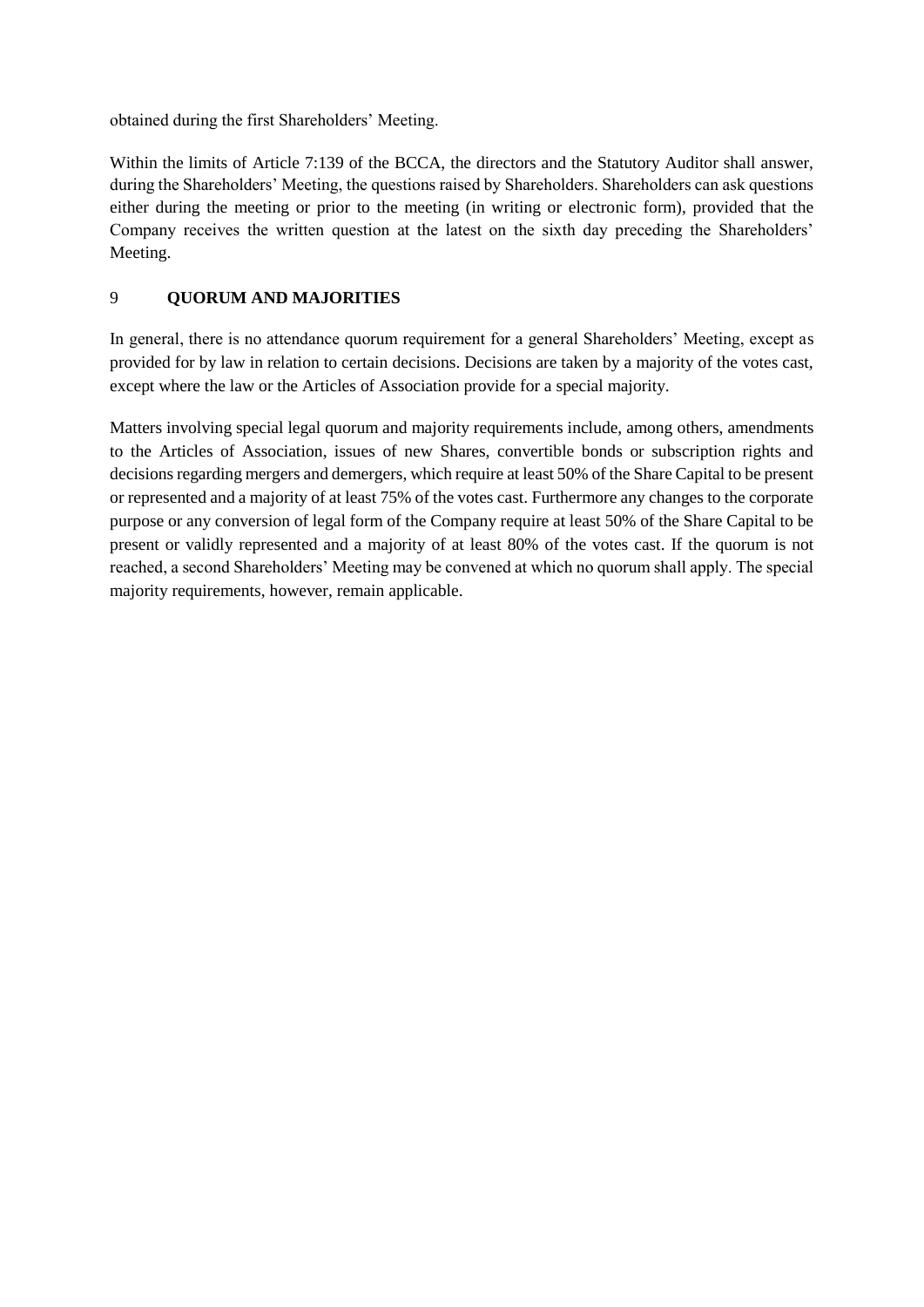obtained during the first Shareholders' Meeting.

Within the limits of Article 7:139 of the BCCA, the directors and the Statutory Auditor shall answer, during the Shareholders' Meeting, the questions raised by Shareholders. Shareholders can ask questions either during the meeting or prior to the meeting (in writing or electronic form), provided that the Company receives the written question at the latest on the sixth day preceding the Shareholders' Meeting.

## 9 QUORUM AND MAJORITIES

In general, there is no attendance quorum requirement for a general Shareholders' Meeting, except as provided for by law in relation to certain decisions. Decisions are taken by a majority of the votes cast, except where the law or the Articles of Association provide for a special majority.

Matters involving special legal quorum and majority requirements include, among others, amendments to the Articles of Association, issues of new Shares, convertible bonds or subscription rights and decisions regarding mergers and demergers, which require at least 50% of the Share Capital to be present or represented and a majority of at least 75% of the votes cast. Furthermore any changes to the corporate purpose or any conversion of legal form of the Company require at least 50% of the Share Capital to be present or validly represented and a majority of at least 80% of the votes cast. If the quorum is not reached, a second Shareholders' Meeting may be convened at which no quorum shall apply. The special majority requirements, however, remain applicable.